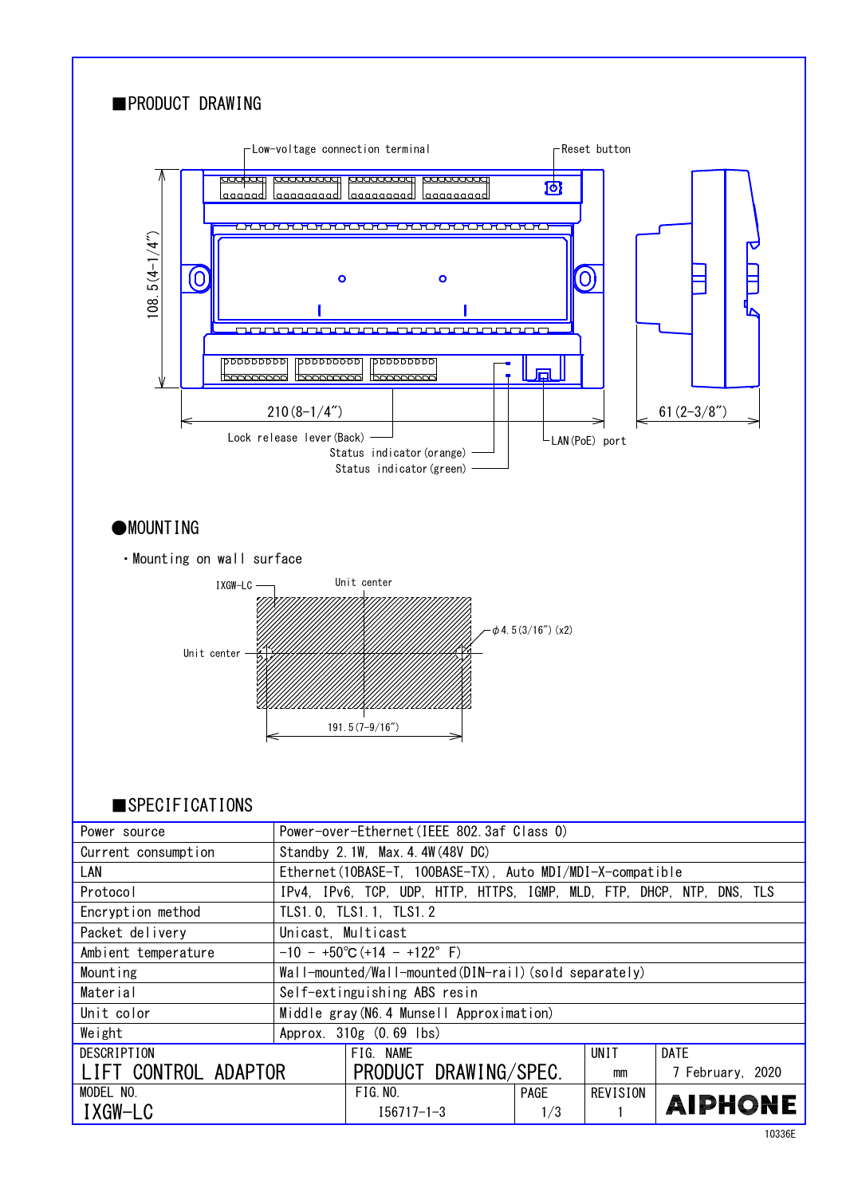## ■PRODUCT DRAWING

Low-voltage connection terminal

Reset button

108.5(4-1/4")

210(8-1/4")

61(2-3/8")

Lock release lever(Back)

Status indicator(orange)

Status indicator(green)

LAN(PoE) port

## ●MOUNTING

・Mounting on wall surface

IXGW-LC

Unit center

Unit center

φ4.5(3/16")(x2)

191.5(7-9/16")

## ■SPECIFICATIONS

| Power source | Power-over-Ethernet(IEEE 802.3af Class 0) |
|---|---|
| Current consumption | Standby 2.1W, Max.4.4W(48V DC) |
| LAN | Ethernet(10BASE-T, 100BASE-TX), Auto MDI/MDI-X-compatible |
| Protocol | IPv4, IPv6, TCP, UDP, HTTP, HTTPS, IGMP, MLD, FTP, DHCP, NTP, DNS, TLS |
| Encryption method | TLS1.0, TLS1.1, TLS1.2 |
| Packet delivery | Unicast, Multicast |
| Ambient temperature | -10 - +50℃(+14 - +122° F) |
| Mounting | Wall-mounted/Wall-mounted(DIN-rail)(sold separately) |
| Material | Self-extinguishing ABS resin |
| Unit color | Middle gray(N6.4 Munsell Approximation) |
| Weight | Approx. 310g (0.69 lbs) |

| DESCRIPTION | FIG. NAME | | UNIT | DATE |
|---|---|---|---|---|
| LIFT CONTROL ADAPTOR | PRODUCT DRAWING/SPEC. | | mm | 7 February, 2020 |
| MODEL NO. | FIG.NO. | PAGE | REVISION | AIPHONE |
| IXGW-LC | I56717-1-3 | 1/3 | 1 | |

10336E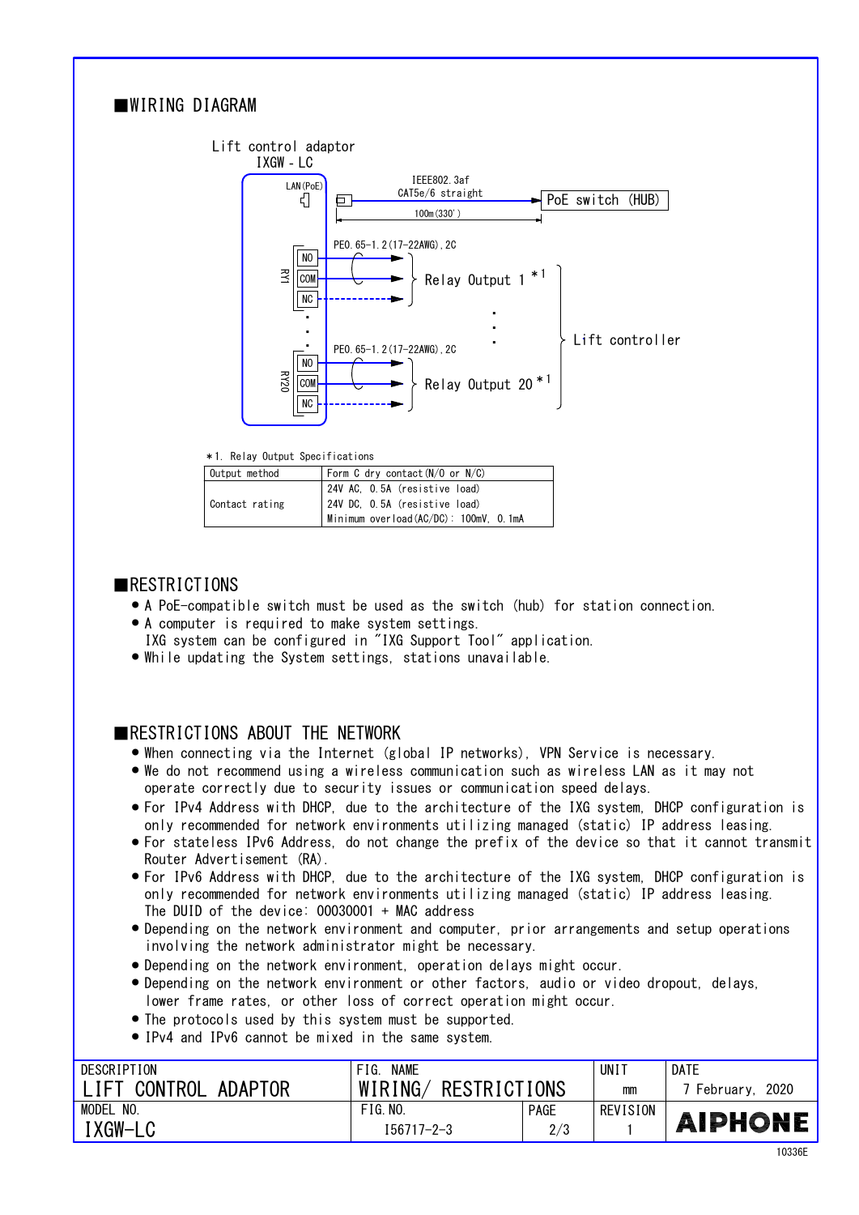## ■WIRING DIAGRAM

Lift control adaptor
IXGW-LC

LAN(PoE)

IEEE802.3af
CAT5e/6 straight

PoE switch (HUB)

100m(330')

PE0.65-1.2(17-22AWG),2C

RY1: NO, COM, NC

Relay Output 1 *1

PE0.65-1.2(17-22AWG),2C

RY20: NO, COM, NC

Relay Output 20 *1

Lift controller

*1. Relay Output Specifications

| Output method | Form C dry contact(N/O or N/C) |
|---|---|
| Contact rating | 24V AC, 0.5A (resistive load)<br>24V DC, 0.5A (resistive load)<br>Minimum overload(AC/DC): 100mV, 0.1mA |

## ■RESTRICTIONS

- A PoE-compatible switch must be used as the switch (hub) for station connection.
- A computer is required to make system settings.
  IXG system can be configured in "IXG Support Tool" application.
- While updating the System settings, stations unavailable.

## ■RESTRICTIONS ABOUT THE NETWORK

- When connecting via the Internet (global IP networks), VPN Service is necessary.
- We do not recommend using a wireless communication such as wireless LAN as it may not operate correctly due to security issues or communication speed delays.
- For IPv4 Address with DHCP, due to the architecture of the IXG system, DHCP configuration is only recommended for network environments utilizing managed (static) IP address leasing.
- For stateless IPv6 Address, do not change the prefix of the device so that it cannot transmit Router Advertisement (RA).
- For IPv6 Address with DHCP, due to the architecture of the IXG system, DHCP configuration is only recommended for network environments utilizing managed (static) IP address leasing.
  The DUID of the device: 00030001 + MAC address
- Depending on the network environment and computer, prior arrangements and setup operations involving the network administrator might be necessary.
- Depending on the network environment, operation delays might occur.
- Depending on the network environment or other factors, audio or video dropout, delays, lower frame rates, or other loss of correct operation might occur.
- The protocols used by this system must be supported.
- IPv4 and IPv6 cannot be mixed in the same system.

| DESCRIPTION | FIG. NAME | | UNIT | DATE |
|---|---|---|---|---|
| LIFT CONTROL ADAPTOR | WIRING/ RESTRICTIONS | | mm | 7 February, 2020 |
| MODEL NO. | FIG.NO. | PAGE | REVISION | AIPHONE |
| IXGW-LC | I56717-2-3 | 2/3 | 1 | |

10336E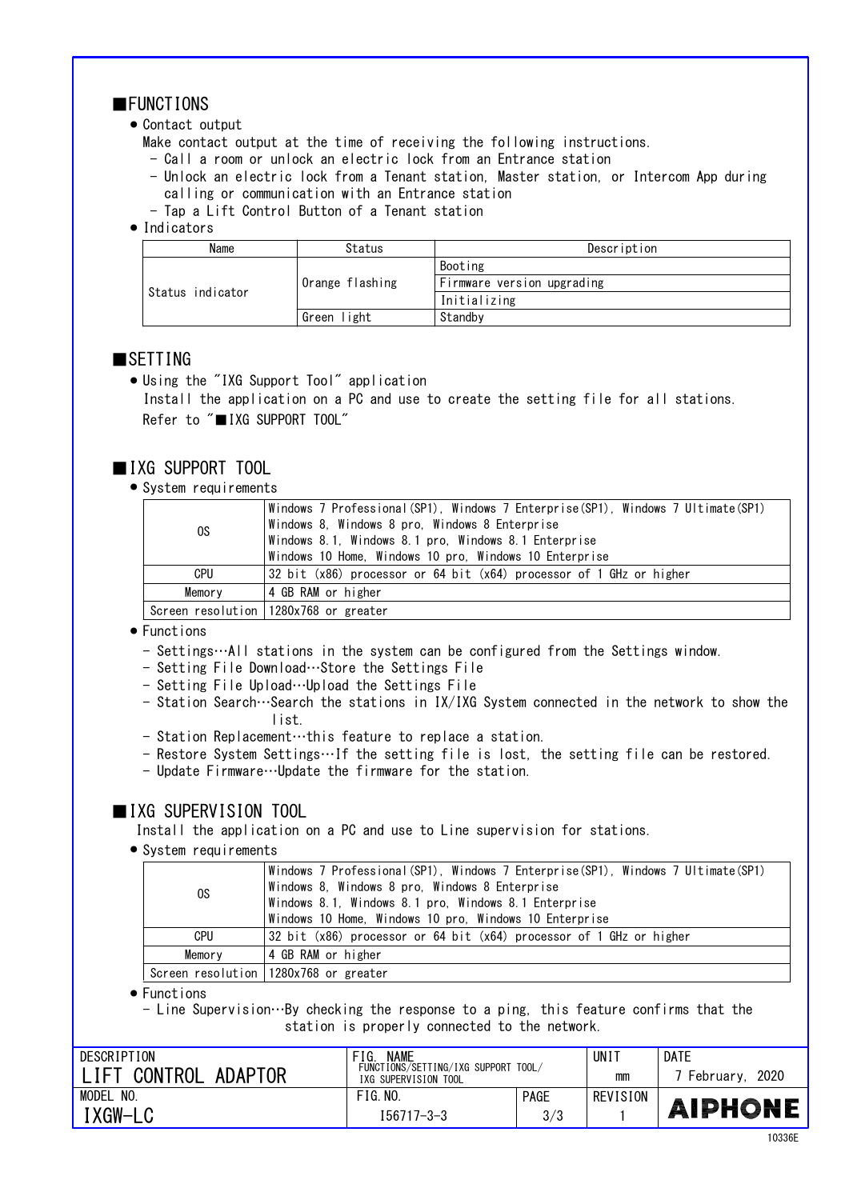## ■FUNCTIONS

- Contact output

  Make contact output at the time of receiving the following instructions.
  - Call a room or unlock an electric lock from an Entrance station
  - Unlock an electric lock from a Tenant station, Master station, or Intercom App during calling or communication with an Entrance station
  - Tap a Lift Control Button of a Tenant station
- Indicators

| Name | Status | Description |
|---|---|---|
| Status indicator | Orange flashing | Booting |
| | | Firmware version upgrading |
| | | Initializing |
| | Green light | Standby |

## ■SETTING

- Using the "IXG Support Tool" application

  Install the application on a PC and use to create the setting file for all stations.
  Refer to "■IXG SUPPORT TOOL"

## ■IXG SUPPORT TOOL

- System requirements

| | |
|---|---|
| OS | Windows 7 Professional(SP1), Windows 7 Enterprise(SP1), Windows 7 Ultimate(SP1)<br>Windows 8, Windows 8 pro, Windows 8 Enterprise<br>Windows 8.1, Windows 8.1 pro, Windows 8.1 Enterprise<br>Windows 10 Home, Windows 10 pro, Windows 10 Enterprise |
| CPU | 32 bit (x86) processor or 64 bit (x64) processor of 1 GHz or higher |
| Memory | 4 GB RAM or higher |
| Screen resolution | 1280x768 or greater |

- Functions
  - Settings…All stations in the system can be configured from the Settings window.
  - Setting File Download…Store the Settings File
  - Setting File Upload…Upload the Settings File
  - Station Search…Search the stations in IX/IXG System connected in the network to show the list.
  - Station Replacement…this feature to replace a station.
  - Restore System Settings…If the setting file is lost, the setting file can be restored.
  - Update Firmware…Update the firmware for the station.

## ■IXG SUPERVISION TOOL

Install the application on a PC and use to Line supervision for stations.

- System requirements

| | |
|---|---|
| OS | Windows 7 Professional(SP1), Windows 7 Enterprise(SP1), Windows 7 Ultimate(SP1)<br>Windows 8, Windows 8 pro, Windows 8 Enterprise<br>Windows 8.1, Windows 8.1 pro, Windows 8.1 Enterprise<br>Windows 10 Home, Windows 10 pro, Windows 10 Enterprise |
| CPU | 32 bit (x86) processor or 64 bit (x64) processor of 1 GHz or higher |
| Memory | 4 GB RAM or higher |
| Screen resolution | 1280x768 or greater |

- Functions
  - Line Supervision…By checking the response to a ping, this feature confirms that the station is properly connected to the network.

| DESCRIPTION | FIG. NAME | | UNIT | DATE |
|---|---|---|---|---|
| LIFT CONTROL ADAPTOR | FUNCTIONS/SETTING/IXG SUPPORT TOOL/ IXG SUPERVISION TOOL | | mm | 7 February, 2020 |
| MODEL NO. | FIG. NO. | PAGE | REVISION | |
| IXGW-LC | I56717-3-3 | 3/3 | 1 | AIPHONE |

10336E